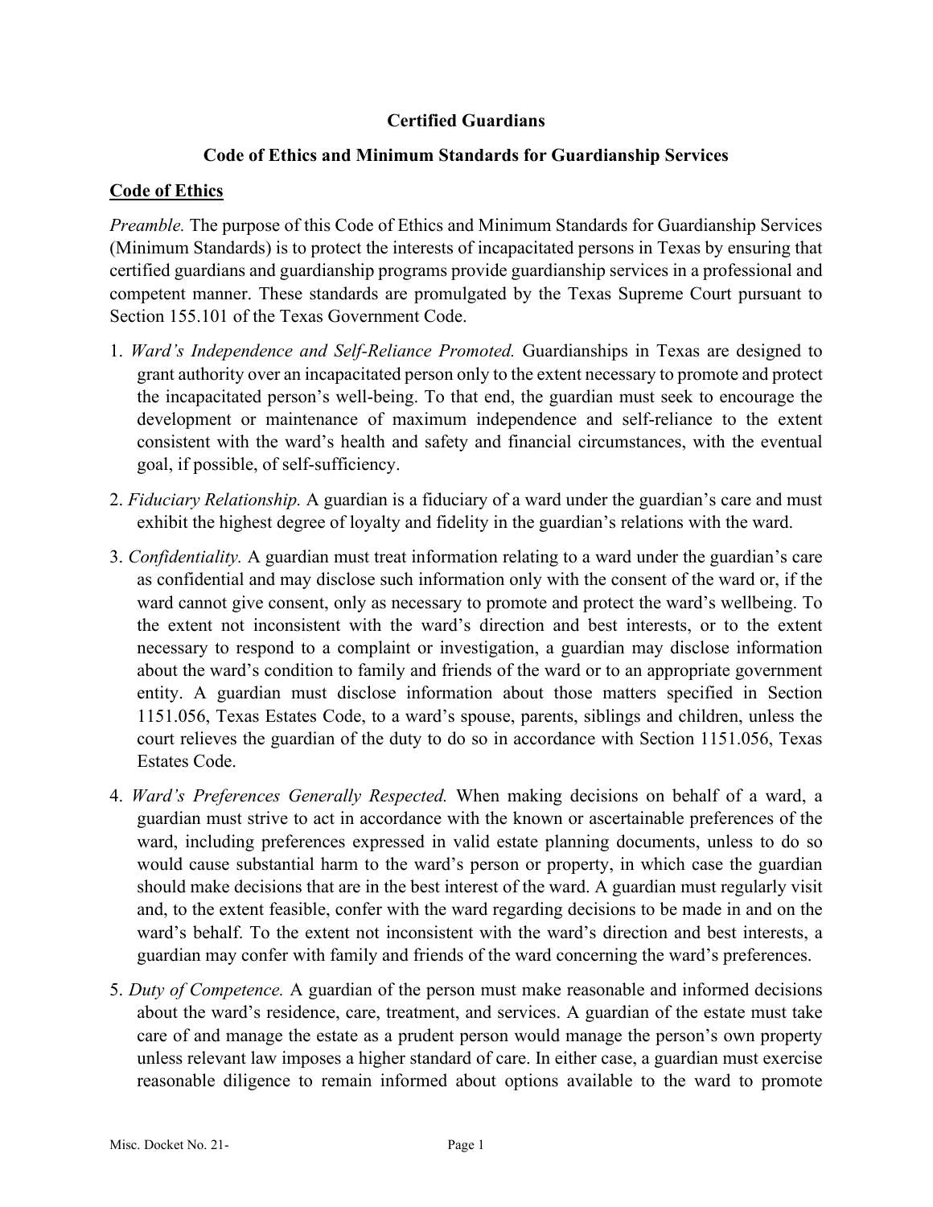**Certified Guardians**

**Code of Ethics and Minimum Standards for Guardianship Services**

## Code of Ethics

*Preamble.* The purpose of this Code of Ethics and Minimum Standards for Guardianship Services (Minimum Standards) is to protect the interests of incapacitated persons in Texas by ensuring that certified guardians and guardianship programs provide guardianship services in a professional and competent manner. These standards are promulgated by the Texas Supreme Court pursuant to Section 155.101 of the Texas Government Code.

1. *Ward's Independence and Self-Reliance Promoted.* Guardianships in Texas are designed to grant authority over an incapacitated person only to the extent necessary to promote and protect the incapacitated person's well-being. To that end, the guardian must seek to encourage the development or maintenance of maximum independence and self-reliance to the extent consistent with the ward's health and safety and financial circumstances, with the eventual goal, if possible, of self-sufficiency.

2. *Fiduciary Relationship.* A guardian is a fiduciary of a ward under the guardian's care and must exhibit the highest degree of loyalty and fidelity in the guardian's relations with the ward.

3. *Confidentiality.* A guardian must treat information relating to a ward under the guardian's care as confidential and may disclose such information only with the consent of the ward or, if the ward cannot give consent, only as necessary to promote and protect the ward's wellbeing. To the extent not inconsistent with the ward's direction and best interests, or to the extent necessary to respond to a complaint or investigation, a guardian may disclose information about the ward's condition to family and friends of the ward or to an appropriate government entity. A guardian must disclose information about those matters specified in Section 1151.056, Texas Estates Code, to a ward's spouse, parents, siblings and children, unless the court relieves the guardian of the duty to do so in accordance with Section 1151.056, Texas Estates Code.

4. *Ward's Preferences Generally Respected.* When making decisions on behalf of a ward, a guardian must strive to act in accordance with the known or ascertainable preferences of the ward, including preferences expressed in valid estate planning documents, unless to do so would cause substantial harm to the ward's person or property, in which case the guardian should make decisions that are in the best interest of the ward. A guardian must regularly visit and, to the extent feasible, confer with the ward regarding decisions to be made in and on the ward's behalf. To the extent not inconsistent with the ward's direction and best interests, a guardian may confer with family and friends of the ward concerning the ward's preferences.

5. *Duty of Competence.* A guardian of the person must make reasonable and informed decisions about the ward's residence, care, treatment, and services. A guardian of the estate must take care of and manage the estate as a prudent person would manage the person's own property unless relevant law imposes a higher standard of care. In either case, a guardian must exercise reasonable diligence to remain informed about options available to the ward to promote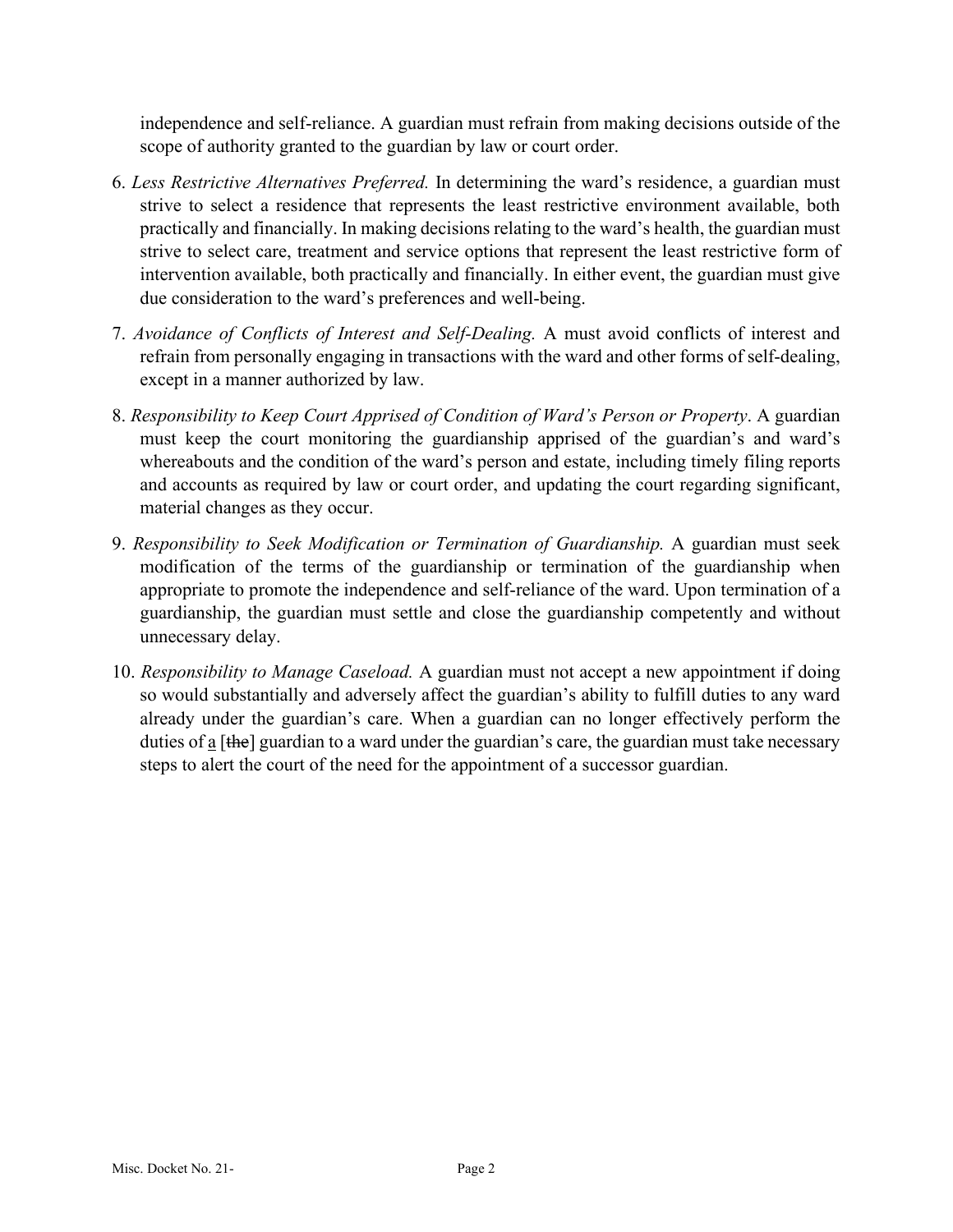independence and self-reliance. A guardian must refrain from making decisions outside of the scope of authority granted to the guardian by law or court order.

6. *Less Restrictive Alternatives Preferred.* In determining the ward's residence, a guardian must strive to select a residence that represents the least restrictive environment available, both practically and financially. In making decisions relating to the ward's health, the guardian must strive to select care, treatment and service options that represent the least restrictive form of intervention available, both practically and financially. In either event, the guardian must give due consideration to the ward's preferences and well-being.

7. *Avoidance of Conflicts of Interest and Self-Dealing.* A must avoid conflicts of interest and refrain from personally engaging in transactions with the ward and other forms of self-dealing, except in a manner authorized by law.

8. *Responsibility to Keep Court Apprised of Condition of Ward's Person or Property*. A guardian must keep the court monitoring the guardianship apprised of the guardian's and ward's whereabouts and the condition of the ward's person and estate, including timely filing reports and accounts as required by law or court order, and updating the court regarding significant, material changes as they occur.

9. *Responsibility to Seek Modification or Termination of Guardianship.* A guardian must seek modification of the terms of the guardianship or termination of the guardianship when appropriate to promote the independence and self-reliance of the ward. Upon termination of a guardianship, the guardian must settle and close the guardianship competently and without unnecessary delay.

10. *Responsibility to Manage Caseload.* A guardian must not accept a new appointment if doing so would substantially and adversely affect the guardian's ability to fulfill duties to any ward already under the guardian's care. When a guardian can no longer effectively perform the duties of <u>a</u> [~~the~~] guardian to a ward under the guardian's care, the guardian must take necessary steps to alert the court of the need for the appointment of a successor guardian.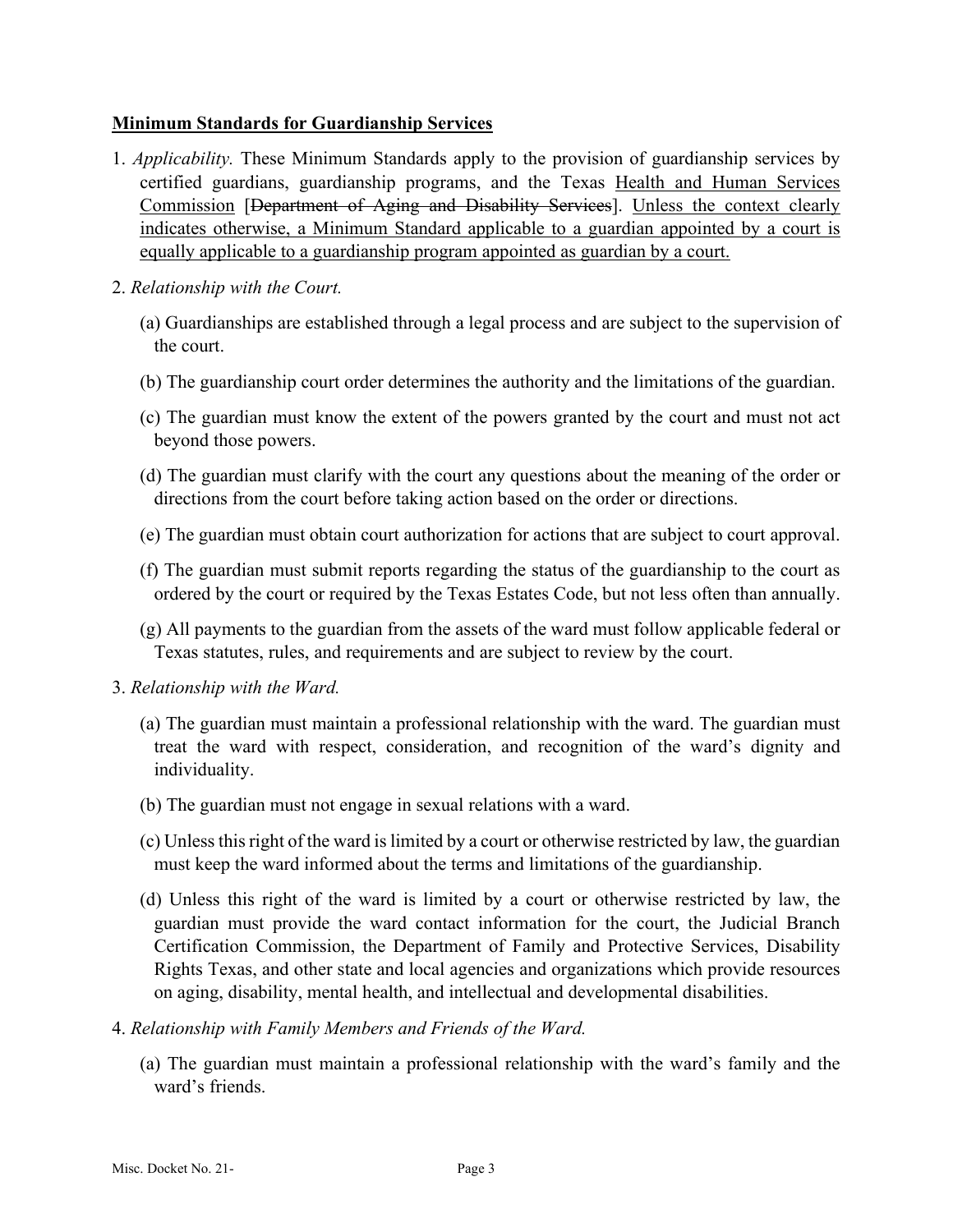**Minimum Standards for Guardianship Services**

1. *Applicability.* These Minimum Standards apply to the provision of guardianship services by certified guardians, guardianship programs, and the Texas <u>Health and Human Services Commission</u> [~~Department of Aging and Disability Services~~]. <u>Unless the context clearly indicates otherwise, a Minimum Standard applicable to a guardian appointed by a court is equally applicable to a guardianship program appointed as guardian by a court.</u>

2. *Relationship with the Court.*

   (a) Guardianships are established through a legal process and are subject to the supervision of the court.

   (b) The guardianship court order determines the authority and the limitations of the guardian.

   (c) The guardian must know the extent of the powers granted by the court and must not act beyond those powers.

   (d) The guardian must clarify with the court any questions about the meaning of the order or directions from the court before taking action based on the order or directions.

   (e) The guardian must obtain court authorization for actions that are subject to court approval.

   (f) The guardian must submit reports regarding the status of the guardianship to the court as ordered by the court or required by the Texas Estates Code, but not less often than annually.

   (g) All payments to the guardian from the assets of the ward must follow applicable federal or Texas statutes, rules, and requirements and are subject to review by the court.

3. *Relationship with the Ward.*

   (a) The guardian must maintain a professional relationship with the ward. The guardian must treat the ward with respect, consideration, and recognition of the ward's dignity and individuality.

   (b) The guardian must not engage in sexual relations with a ward.

   (c) Unless this right of the ward is limited by a court or otherwise restricted by law, the guardian must keep the ward informed about the terms and limitations of the guardianship.

   (d) Unless this right of the ward is limited by a court or otherwise restricted by law, the guardian must provide the ward contact information for the court, the Judicial Branch Certification Commission, the Department of Family and Protective Services, Disability Rights Texas, and other state and local agencies and organizations which provide resources on aging, disability, mental health, and intellectual and developmental disabilities.

4. *Relationship with Family Members and Friends of the Ward.*

   (a) The guardian must maintain a professional relationship with the ward's family and the ward's friends.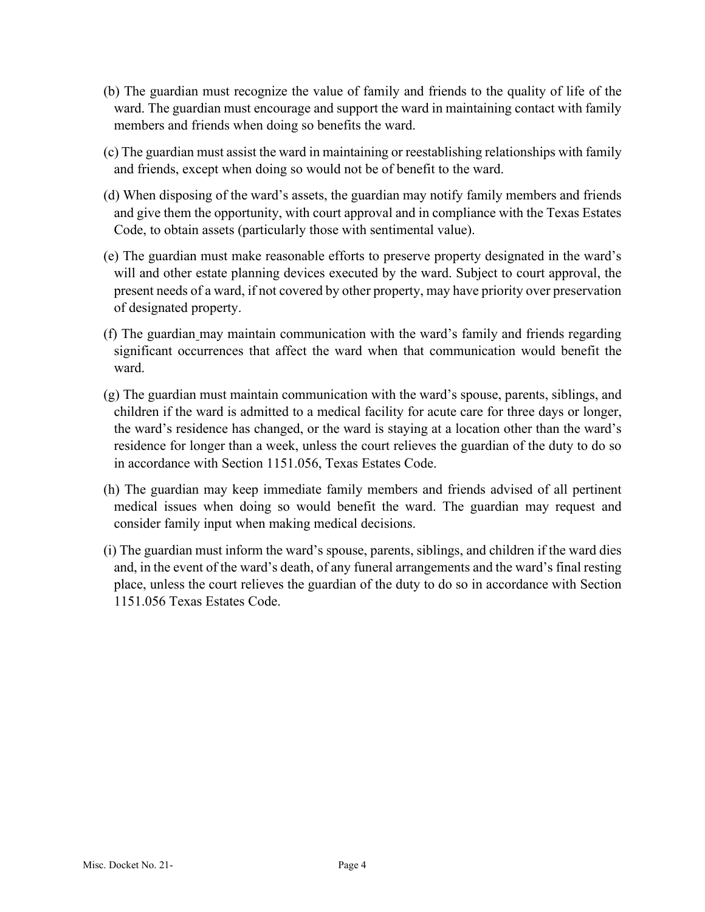(b) The guardian must recognize the value of family and friends to the quality of life of the ward. The guardian must encourage and support the ward in maintaining contact with family members and friends when doing so benefits the ward.

(c) The guardian must assist the ward in maintaining or reestablishing relationships with family and friends, except when doing so would not be of benefit to the ward.

(d) When disposing of the ward's assets, the guardian may notify family members and friends and give them the opportunity, with court approval and in compliance with the Texas Estates Code, to obtain assets (particularly those with sentimental value).

(e) The guardian must make reasonable efforts to preserve property designated in the ward's will and other estate planning devices executed by the ward. Subject to court approval, the present needs of a ward, if not covered by other property, may have priority over preservation of designated property.

(f) The guardian may maintain communication with the ward's family and friends regarding significant occurrences that affect the ward when that communication would benefit the ward.

(g) The guardian must maintain communication with the ward's spouse, parents, siblings, and children if the ward is admitted to a medical facility for acute care for three days or longer, the ward's residence has changed, or the ward is staying at a location other than the ward's residence for longer than a week, unless the court relieves the guardian of the duty to do so in accordance with Section 1151.056, Texas Estates Code.

(h) The guardian may keep immediate family members and friends advised of all pertinent medical issues when doing so would benefit the ward. The guardian may request and consider family input when making medical decisions.

(i) The guardian must inform the ward's spouse, parents, siblings, and children if the ward dies and, in the event of the ward's death, of any funeral arrangements and the ward's final resting place, unless the court relieves the guardian of the duty to do so in accordance with Section 1151.056 Texas Estates Code.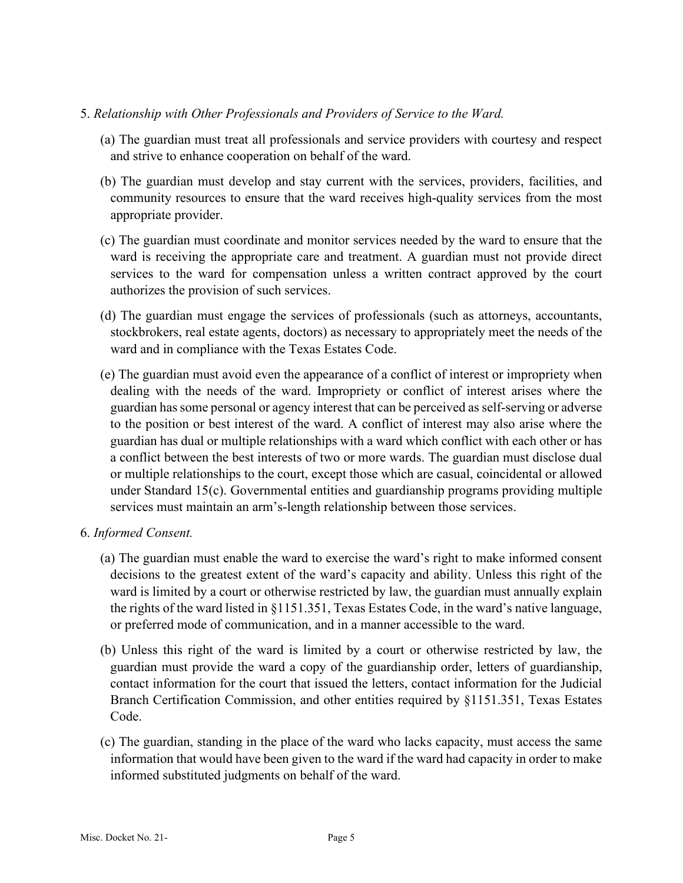5. *Relationship with Other Professionals and Providers of Service to the Ward.*

   (a) The guardian must treat all professionals and service providers with courtesy and respect and strive to enhance cooperation on behalf of the ward.

   (b) The guardian must develop and stay current with the services, providers, facilities, and community resources to ensure that the ward receives high-quality services from the most appropriate provider.

   (c) The guardian must coordinate and monitor services needed by the ward to ensure that the ward is receiving the appropriate care and treatment. A guardian must not provide direct services to the ward for compensation unless a written contract approved by the court authorizes the provision of such services.

   (d) The guardian must engage the services of professionals (such as attorneys, accountants, stockbrokers, real estate agents, doctors) as necessary to appropriately meet the needs of the ward and in compliance with the Texas Estates Code.

   (e) The guardian must avoid even the appearance of a conflict of interest or impropriety when dealing with the needs of the ward. Impropriety or conflict of interest arises where the guardian has some personal or agency interest that can be perceived as self-serving or adverse to the position or best interest of the ward. A conflict of interest may also arise where the guardian has dual or multiple relationships with a ward which conflict with each other or has a conflict between the best interests of two or more wards. The guardian must disclose dual or multiple relationships to the court, except those which are casual, coincidental or allowed under Standard 15(c). Governmental entities and guardianship programs providing multiple services must maintain an arm's-length relationship between those services.

6. *Informed Consent.*

   (a) The guardian must enable the ward to exercise the ward's right to make informed consent decisions to the greatest extent of the ward's capacity and ability. Unless this right of the ward is limited by a court or otherwise restricted by law, the guardian must annually explain the rights of the ward listed in §1151.351, Texas Estates Code, in the ward's native language, or preferred mode of communication, and in a manner accessible to the ward.

   (b) Unless this right of the ward is limited by a court or otherwise restricted by law, the guardian must provide the ward a copy of the guardianship order, letters of guardianship, contact information for the court that issued the letters, contact information for the Judicial Branch Certification Commission, and other entities required by §1151.351, Texas Estates Code.

   (c) The guardian, standing in the place of the ward who lacks capacity, must access the same information that would have been given to the ward if the ward had capacity in order to make informed substituted judgments on behalf of the ward.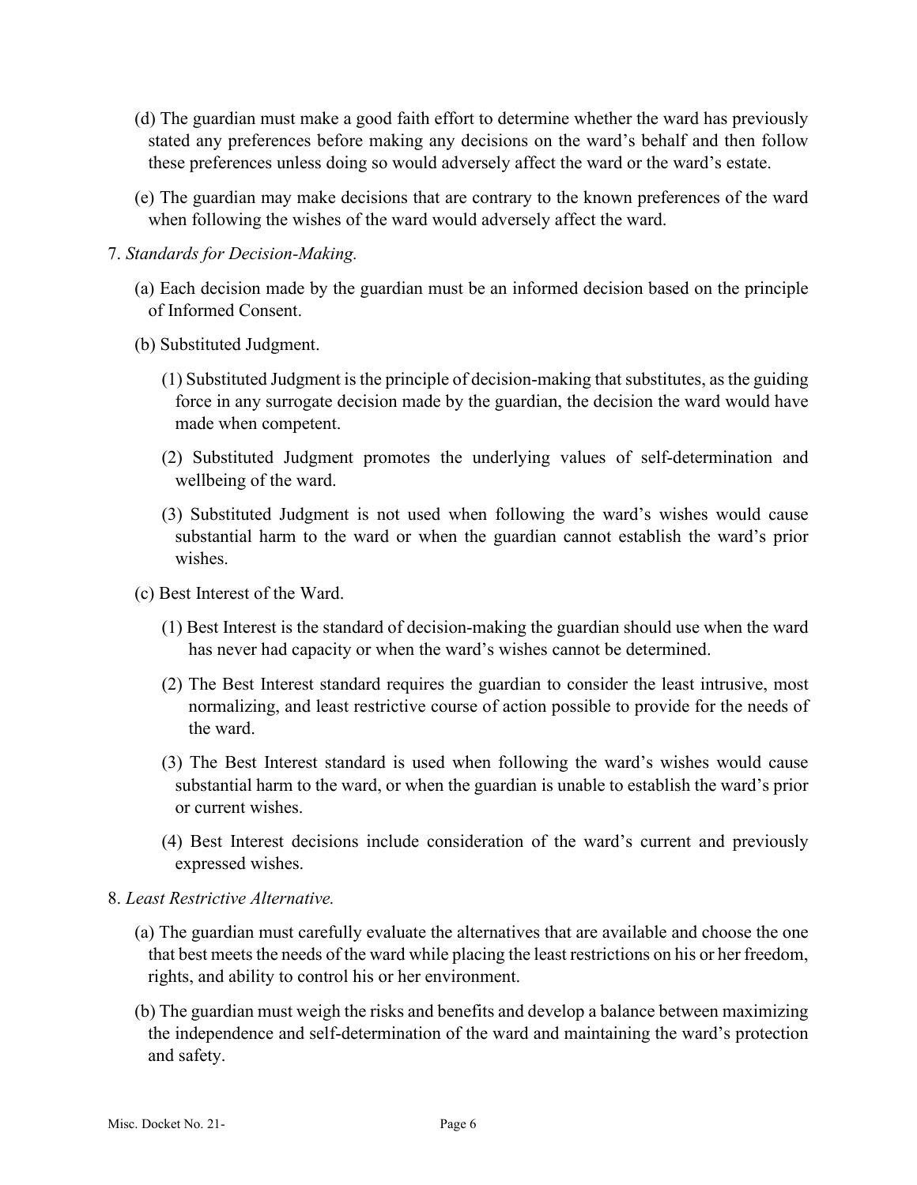(d) The guardian must make a good faith effort to determine whether the ward has previously stated any preferences before making any decisions on the ward's behalf and then follow these preferences unless doing so would adversely affect the ward or the ward's estate.

(e) The guardian may make decisions that are contrary to the known preferences of the ward when following the wishes of the ward would adversely affect the ward.

7. *Standards for Decision-Making.*

   (a) Each decision made by the guardian must be an informed decision based on the principle of Informed Consent.

   (b) Substituted Judgment.

      (1) Substituted Judgment is the principle of decision-making that substitutes, as the guiding force in any surrogate decision made by the guardian, the decision the ward would have made when competent.

      (2) Substituted Judgment promotes the underlying values of self-determination and wellbeing of the ward.

      (3) Substituted Judgment is not used when following the ward's wishes would cause substantial harm to the ward or when the guardian cannot establish the ward's prior wishes.

   (c) Best Interest of the Ward.

      (1) Best Interest is the standard of decision-making the guardian should use when the ward has never had capacity or when the ward's wishes cannot be determined.

      (2) The Best Interest standard requires the guardian to consider the least intrusive, most normalizing, and least restrictive course of action possible to provide for the needs of the ward.

      (3) The Best Interest standard is used when following the ward's wishes would cause substantial harm to the ward, or when the guardian is unable to establish the ward's prior or current wishes.

      (4) Best Interest decisions include consideration of the ward's current and previously expressed wishes.

8. *Least Restrictive Alternative.*

   (a) The guardian must carefully evaluate the alternatives that are available and choose the one that best meets the needs of the ward while placing the least restrictions on his or her freedom, rights, and ability to control his or her environment.

   (b) The guardian must weigh the risks and benefits and develop a balance between maximizing the independence and self-determination of the ward and maintaining the ward's protection and safety.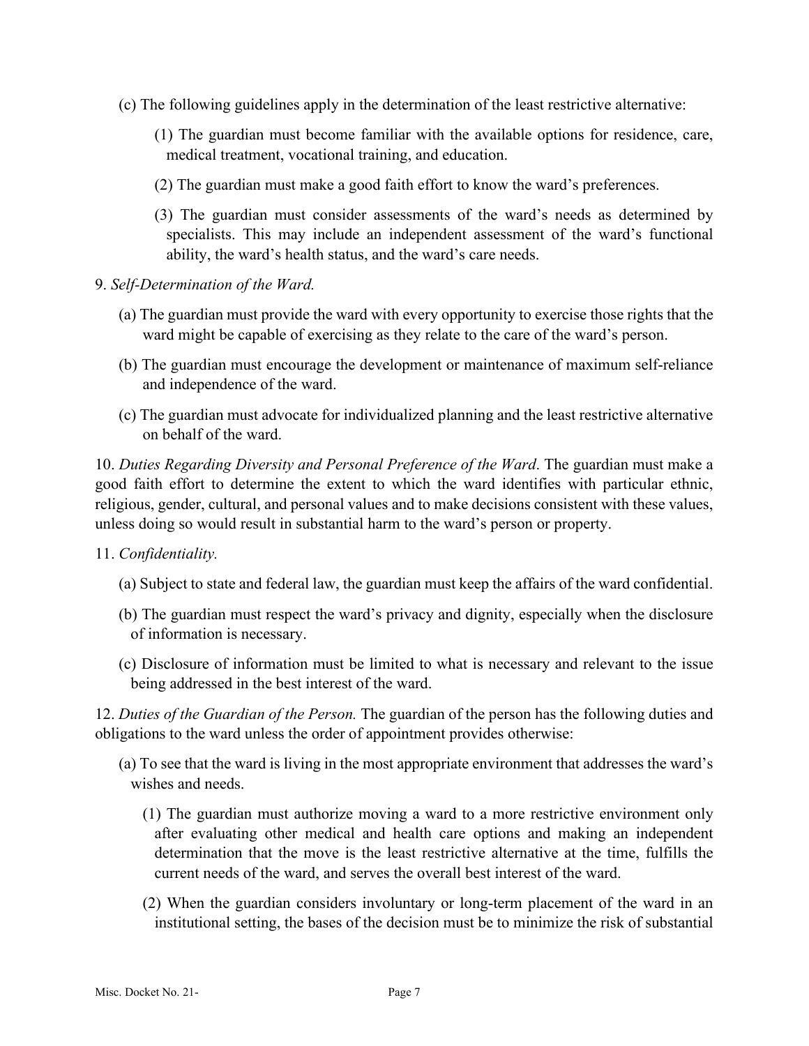(c) The following guidelines apply in the determination of the least restrictive alternative:

(1) The guardian must become familiar with the available options for residence, care, medical treatment, vocational training, and education.

(2) The guardian must make a good faith effort to know the ward's preferences.

(3) The guardian must consider assessments of the ward's needs as determined by specialists. This may include an independent assessment of the ward's functional ability, the ward's health status, and the ward's care needs.

9. *Self-Determination of the Ward.*

(a) The guardian must provide the ward with every opportunity to exercise those rights that the ward might be capable of exercising as they relate to the care of the ward's person.

(b) The guardian must encourage the development or maintenance of maximum self-reliance and independence of the ward.

(c) The guardian must advocate for individualized planning and the least restrictive alternative on behalf of the ward.

10. *Duties Regarding Diversity and Personal Preference of the Ward*. The guardian must make a good faith effort to determine the extent to which the ward identifies with particular ethnic, religious, gender, cultural, and personal values and to make decisions consistent with these values, unless doing so would result in substantial harm to the ward's person or property.

11. *Confidentiality.*

(a) Subject to state and federal law, the guardian must keep the affairs of the ward confidential.

(b) The guardian must respect the ward's privacy and dignity, especially when the disclosure of information is necessary.

(c) Disclosure of information must be limited to what is necessary and relevant to the issue being addressed in the best interest of the ward.

12. *Duties of the Guardian of the Person.* The guardian of the person has the following duties and obligations to the ward unless the order of appointment provides otherwise:

(a) To see that the ward is living in the most appropriate environment that addresses the ward's wishes and needs.

(1) The guardian must authorize moving a ward to a more restrictive environment only after evaluating other medical and health care options and making an independent determination that the move is the least restrictive alternative at the time, fulfills the current needs of the ward, and serves the overall best interest of the ward.

(2) When the guardian considers involuntary or long-term placement of the ward in an institutional setting, the bases of the decision must be to minimize the risk of substantial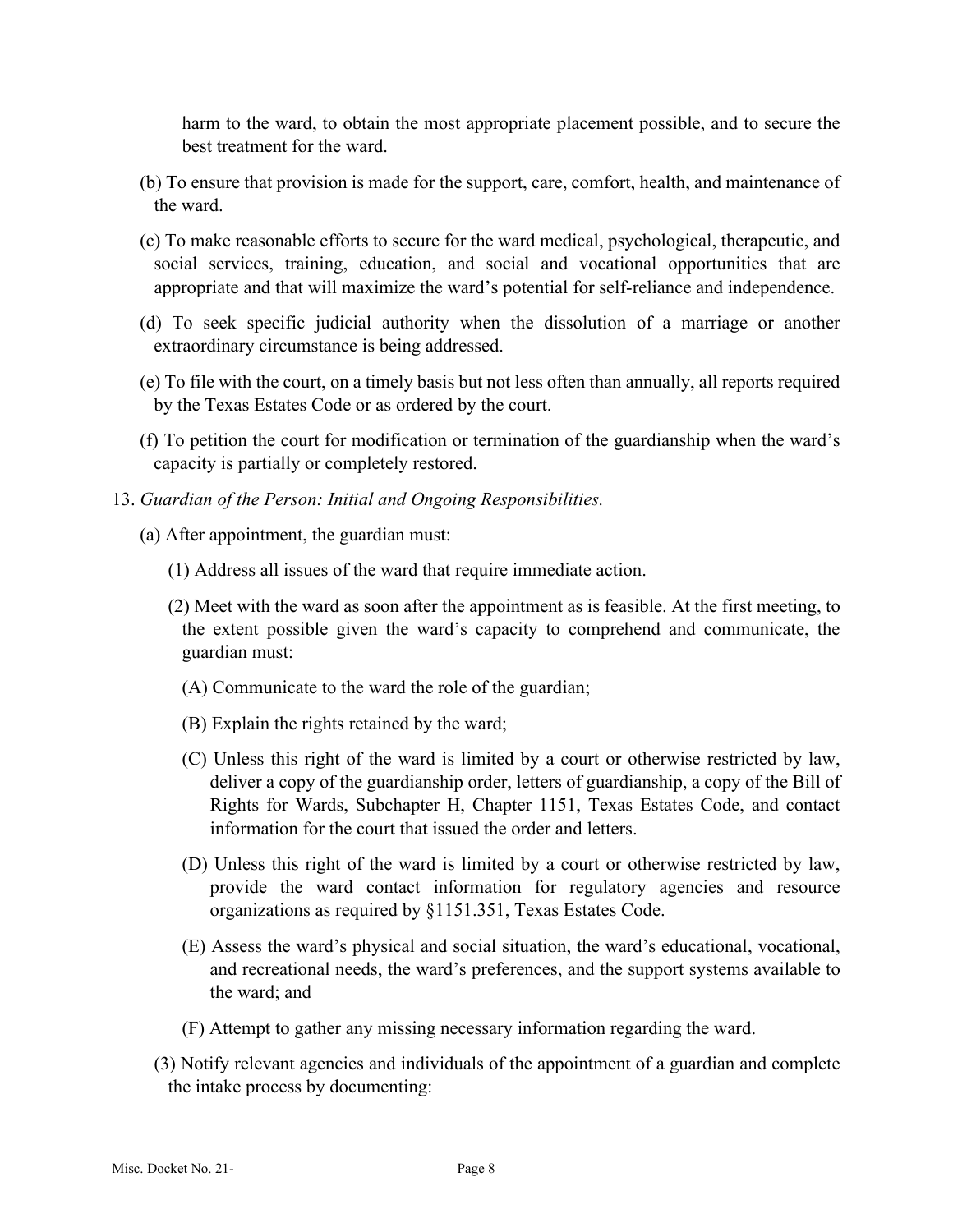harm to the ward, to obtain the most appropriate placement possible, and to secure the best treatment for the ward.

(b) To ensure that provision is made for the support, care, comfort, health, and maintenance of the ward.

(c) To make reasonable efforts to secure for the ward medical, psychological, therapeutic, and social services, training, education, and social and vocational opportunities that are appropriate and that will maximize the ward's potential for self-reliance and independence.

(d) To seek specific judicial authority when the dissolution of a marriage or another extraordinary circumstance is being addressed.

(e) To file with the court, on a timely basis but not less often than annually, all reports required by the Texas Estates Code or as ordered by the court.

(f) To petition the court for modification or termination of the guardianship when the ward's capacity is partially or completely restored.

13. *Guardian of the Person: Initial and Ongoing Responsibilities.*

(a) After appointment, the guardian must:

(1) Address all issues of the ward that require immediate action.

(2) Meet with the ward as soon after the appointment as is feasible. At the first meeting, to the extent possible given the ward's capacity to comprehend and communicate, the guardian must:

(A) Communicate to the ward the role of the guardian;

(B) Explain the rights retained by the ward;

(C) Unless this right of the ward is limited by a court or otherwise restricted by law, deliver a copy of the guardianship order, letters of guardianship, a copy of the Bill of Rights for Wards, Subchapter H, Chapter 1151, Texas Estates Code, and contact information for the court that issued the order and letters.

(D) Unless this right of the ward is limited by a court or otherwise restricted by law, provide the ward contact information for regulatory agencies and resource organizations as required by §1151.351, Texas Estates Code.

(E) Assess the ward's physical and social situation, the ward's educational, vocational, and recreational needs, the ward's preferences, and the support systems available to the ward; and

(F) Attempt to gather any missing necessary information regarding the ward.

(3) Notify relevant agencies and individuals of the appointment of a guardian and complete the intake process by documenting: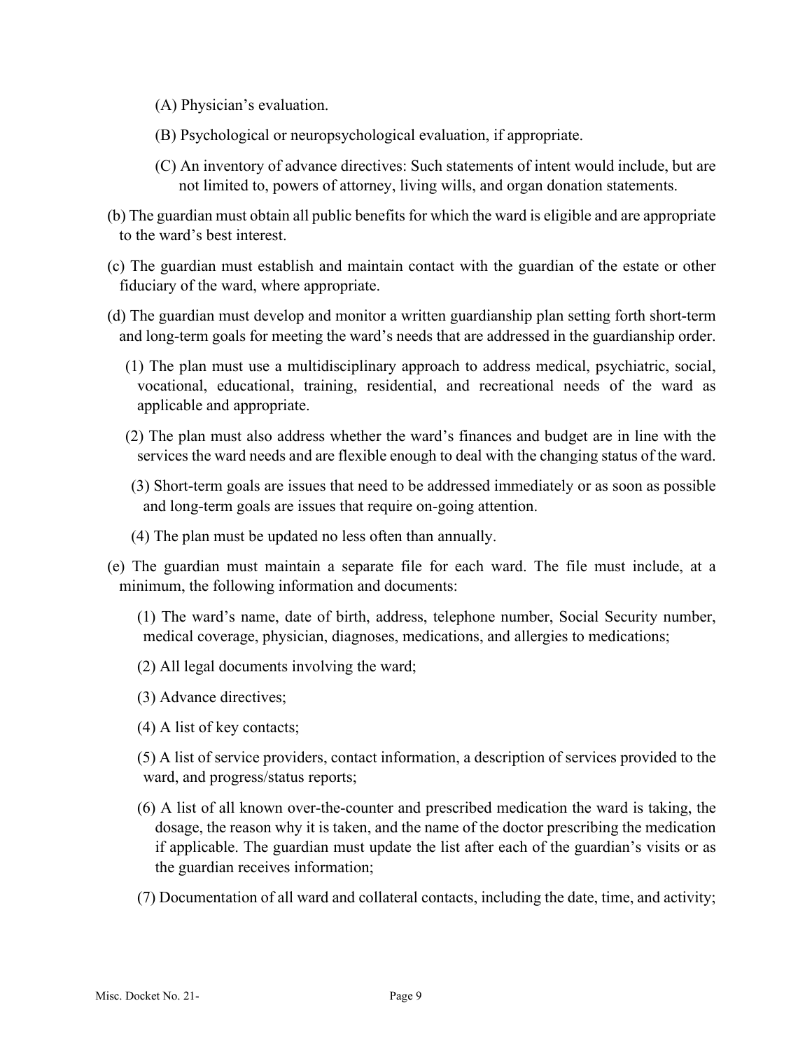(A) Physician's evaluation.

(B) Psychological or neuropsychological evaluation, if appropriate.

(C) An inventory of advance directives: Such statements of intent would include, but are not limited to, powers of attorney, living wills, and organ donation statements.

(b) The guardian must obtain all public benefits for which the ward is eligible and are appropriate to the ward's best interest.

(c) The guardian must establish and maintain contact with the guardian of the estate or other fiduciary of the ward, where appropriate.

(d) The guardian must develop and monitor a written guardianship plan setting forth short-term and long-term goals for meeting the ward's needs that are addressed in the guardianship order.

(1) The plan must use a multidisciplinary approach to address medical, psychiatric, social, vocational, educational, training, residential, and recreational needs of the ward as applicable and appropriate.

(2) The plan must also address whether the ward's finances and budget are in line with the services the ward needs and are flexible enough to deal with the changing status of the ward.

(3) Short-term goals are issues that need to be addressed immediately or as soon as possible and long-term goals are issues that require on-going attention.

(4) The plan must be updated no less often than annually.

(e) The guardian must maintain a separate file for each ward. The file must include, at a minimum, the following information and documents:

(1) The ward's name, date of birth, address, telephone number, Social Security number, medical coverage, physician, diagnoses, medications, and allergies to medications;

(2) All legal documents involving the ward;

(3) Advance directives;

(4) A list of key contacts;

(5) A list of service providers, contact information, a description of services provided to the ward, and progress/status reports;

(6) A list of all known over-the-counter and prescribed medication the ward is taking, the dosage, the reason why it is taken, and the name of the doctor prescribing the medication if applicable. The guardian must update the list after each of the guardian's visits or as the guardian receives information;

(7) Documentation of all ward and collateral contacts, including the date, time, and activity;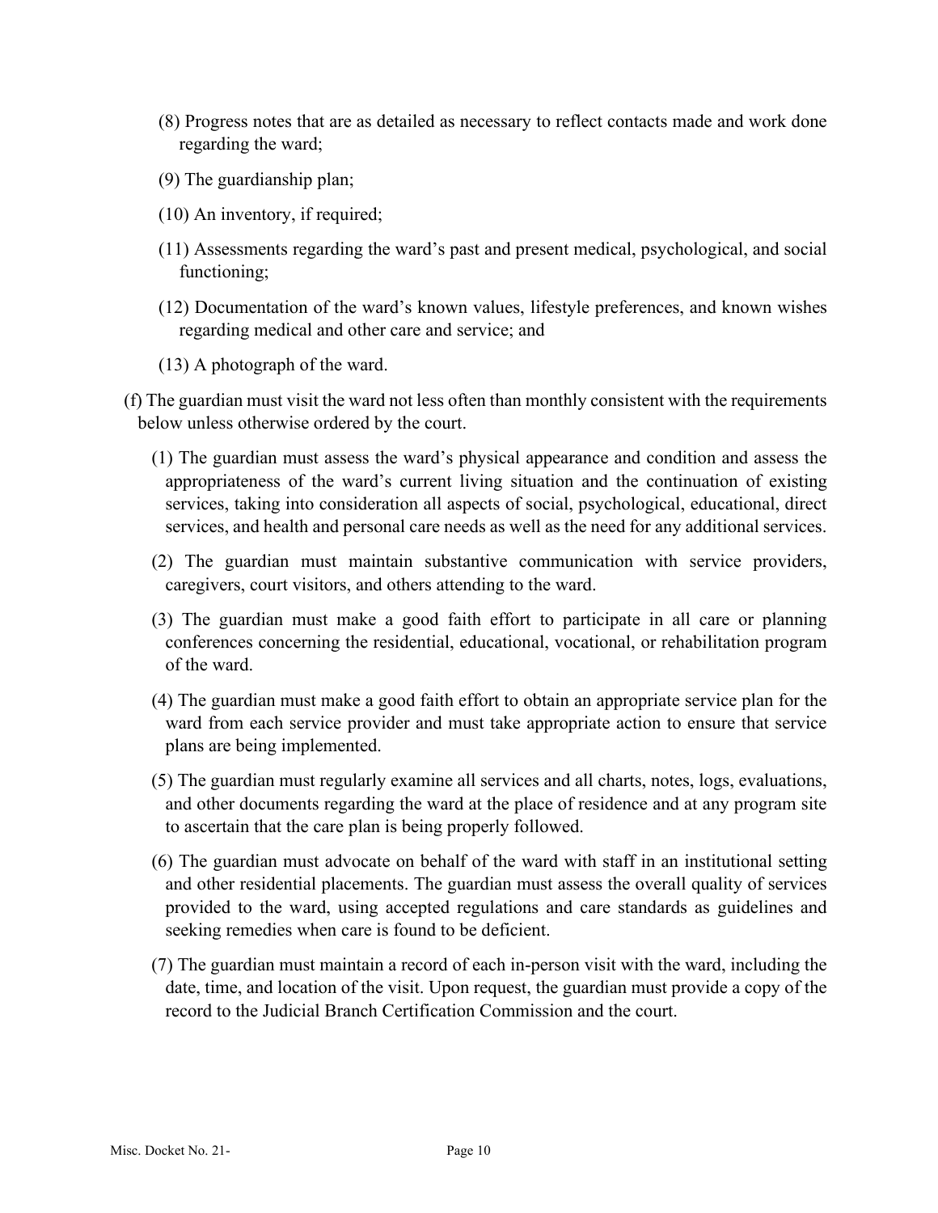(8) Progress notes that are as detailed as necessary to reflect contacts made and work done regarding the ward;

(9) The guardianship plan;

(10) An inventory, if required;

(11) Assessments regarding the ward's past and present medical, psychological, and social functioning;

(12) Documentation of the ward's known values, lifestyle preferences, and known wishes regarding medical and other care and service; and

(13) A photograph of the ward.

(f) The guardian must visit the ward not less often than monthly consistent with the requirements below unless otherwise ordered by the court.

(1) The guardian must assess the ward's physical appearance and condition and assess the appropriateness of the ward's current living situation and the continuation of existing services, taking into consideration all aspects of social, psychological, educational, direct services, and health and personal care needs as well as the need for any additional services.

(2) The guardian must maintain substantive communication with service providers, caregivers, court visitors, and others attending to the ward.

(3) The guardian must make a good faith effort to participate in all care or planning conferences concerning the residential, educational, vocational, or rehabilitation program of the ward.

(4) The guardian must make a good faith effort to obtain an appropriate service plan for the ward from each service provider and must take appropriate action to ensure that service plans are being implemented.

(5) The guardian must regularly examine all services and all charts, notes, logs, evaluations, and other documents regarding the ward at the place of residence and at any program site to ascertain that the care plan is being properly followed.

(6) The guardian must advocate on behalf of the ward with staff in an institutional setting and other residential placements. The guardian must assess the overall quality of services provided to the ward, using accepted regulations and care standards as guidelines and seeking remedies when care is found to be deficient.

(7) The guardian must maintain a record of each in-person visit with the ward, including the date, time, and location of the visit. Upon request, the guardian must provide a copy of the record to the Judicial Branch Certification Commission and the court.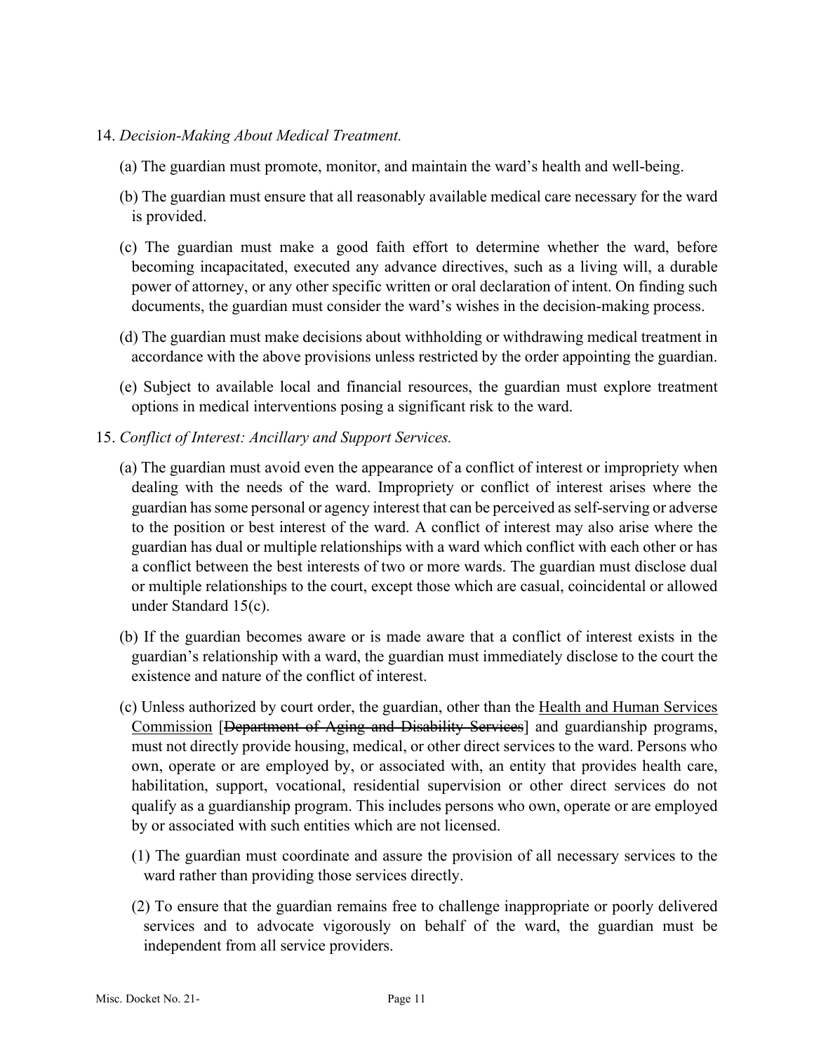14. *Decision-Making About Medical Treatment.*

    (a) The guardian must promote, monitor, and maintain the ward's health and well-being.

    (b) The guardian must ensure that all reasonably available medical care necessary for the ward is provided.

    (c) The guardian must make a good faith effort to determine whether the ward, before becoming incapacitated, executed any advance directives, such as a living will, a durable power of attorney, or any other specific written or oral declaration of intent. On finding such documents, the guardian must consider the ward's wishes in the decision-making process.

    (d) The guardian must make decisions about withholding or withdrawing medical treatment in accordance with the above provisions unless restricted by the order appointing the guardian.

    (e) Subject to available local and financial resources, the guardian must explore treatment options in medical interventions posing a significant risk to the ward.

15. *Conflict of Interest: Ancillary and Support Services.*

    (a) The guardian must avoid even the appearance of a conflict of interest or impropriety when dealing with the needs of the ward. Impropriety or conflict of interest arises where the guardian has some personal or agency interest that can be perceived as self-serving or adverse to the position or best interest of the ward. A conflict of interest may also arise where the guardian has dual or multiple relationships with a ward which conflict with each other or has a conflict between the best interests of two or more wards. The guardian must disclose dual or multiple relationships to the court, except those which are casual, coincidental or allowed under Standard 15(c).

    (b) If the guardian becomes aware or is made aware that a conflict of interest exists in the guardian's relationship with a ward, the guardian must immediately disclose to the court the existence and nature of the conflict of interest.

    (c) Unless authorized by court order, the guardian, other than the <u>Health and Human Services Commission</u> [~~Department of Aging and Disability Services~~] and guardianship programs, must not directly provide housing, medical, or other direct services to the ward. Persons who own, operate or are employed by, or associated with, an entity that provides health care, habilitation, support, vocational, residential supervision or other direct services do not qualify as a guardianship program. This includes persons who own, operate or are employed by or associated with such entities which are not licensed.

        (1) The guardian must coordinate and assure the provision of all necessary services to the ward rather than providing those services directly.

        (2) To ensure that the guardian remains free to challenge inappropriate or poorly delivered services and to advocate vigorously on behalf of the ward, the guardian must be independent from all service providers.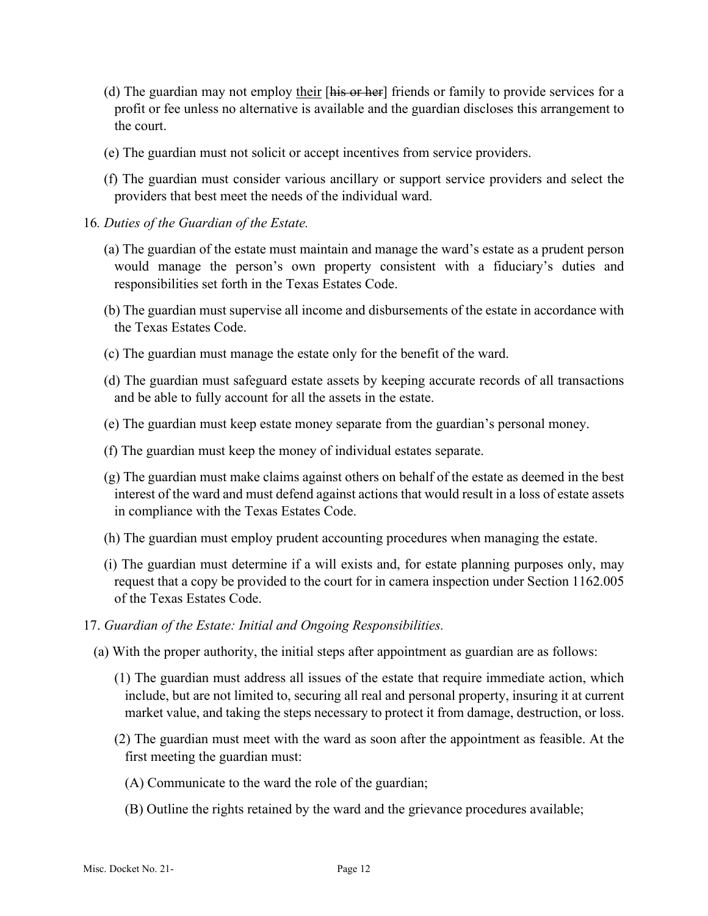(d) The guardian may not employ <u>their</u> [~~his or her~~] friends or family to provide services for a profit or fee unless no alternative is available and the guardian discloses this arrangement to the court.

(e) The guardian must not solicit or accept incentives from service providers.

(f) The guardian must consider various ancillary or support service providers and select the providers that best meet the needs of the individual ward.

16. *Duties of the Guardian of the Estate.*

(a) The guardian of the estate must maintain and manage the ward's estate as a prudent person would manage the person's own property consistent with a fiduciary's duties and responsibilities set forth in the Texas Estates Code.

(b) The guardian must supervise all income and disbursements of the estate in accordance with the Texas Estates Code.

(c) The guardian must manage the estate only for the benefit of the ward.

(d) The guardian must safeguard estate assets by keeping accurate records of all transactions and be able to fully account for all the assets in the estate.

(e) The guardian must keep estate money separate from the guardian's personal money.

(f) The guardian must keep the money of individual estates separate.

(g) The guardian must make claims against others on behalf of the estate as deemed in the best interest of the ward and must defend against actions that would result in a loss of estate assets in compliance with the Texas Estates Code.

(h) The guardian must employ prudent accounting procedures when managing the estate.

(i) The guardian must determine if a will exists and, for estate planning purposes only, may request that a copy be provided to the court for in camera inspection under Section 1162.005 of the Texas Estates Code.

17. *Guardian of the Estate: Initial and Ongoing Responsibilities.*

(a) With the proper authority, the initial steps after appointment as guardian are as follows:

(1) The guardian must address all issues of the estate that require immediate action, which include, but are not limited to, securing all real and personal property, insuring it at current market value, and taking the steps necessary to protect it from damage, destruction, or loss.

(2) The guardian must meet with the ward as soon after the appointment as feasible. At the first meeting the guardian must:

(A) Communicate to the ward the role of the guardian;

(B) Outline the rights retained by the ward and the grievance procedures available;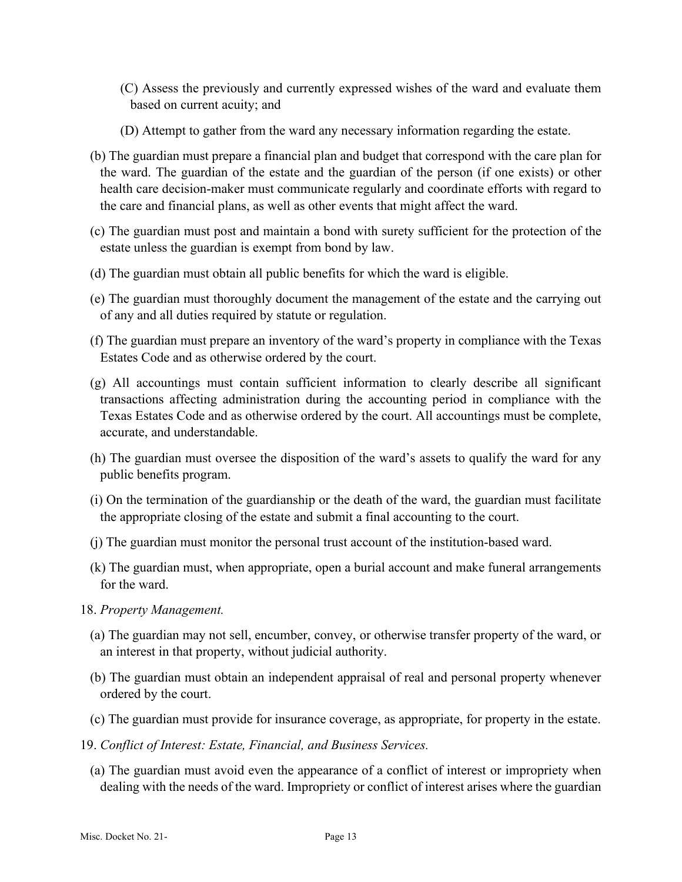(C) Assess the previously and currently expressed wishes of the ward and evaluate them based on current acuity; and

(D) Attempt to gather from the ward any necessary information regarding the estate.

(b) The guardian must prepare a financial plan and budget that correspond with the care plan for the ward. The guardian of the estate and the guardian of the person (if one exists) or other health care decision-maker must communicate regularly and coordinate efforts with regard to the care and financial plans, as well as other events that might affect the ward.

(c) The guardian must post and maintain a bond with surety sufficient for the protection of the estate unless the guardian is exempt from bond by law.

(d) The guardian must obtain all public benefits for which the ward is eligible.

(e) The guardian must thoroughly document the management of the estate and the carrying out of any and all duties required by statute or regulation.

(f) The guardian must prepare an inventory of the ward's property in compliance with the Texas Estates Code and as otherwise ordered by the court.

(g) All accountings must contain sufficient information to clearly describe all significant transactions affecting administration during the accounting period in compliance with the Texas Estates Code and as otherwise ordered by the court. All accountings must be complete, accurate, and understandable.

(h) The guardian must oversee the disposition of the ward's assets to qualify the ward for any public benefits program.

(i) On the termination of the guardianship or the death of the ward, the guardian must facilitate the appropriate closing of the estate and submit a final accounting to the court.

(j) The guardian must monitor the personal trust account of the institution-based ward.

(k) The guardian must, when appropriate, open a burial account and make funeral arrangements for the ward.

18. *Property Management.*

(a) The guardian may not sell, encumber, convey, or otherwise transfer property of the ward, or an interest in that property, without judicial authority.

(b) The guardian must obtain an independent appraisal of real and personal property whenever ordered by the court.

(c) The guardian must provide for insurance coverage, as appropriate, for property in the estate.

19. *Conflict of Interest: Estate, Financial, and Business Services.*

(a) The guardian must avoid even the appearance of a conflict of interest or impropriety when dealing with the needs of the ward. Impropriety or conflict of interest arises where the guardian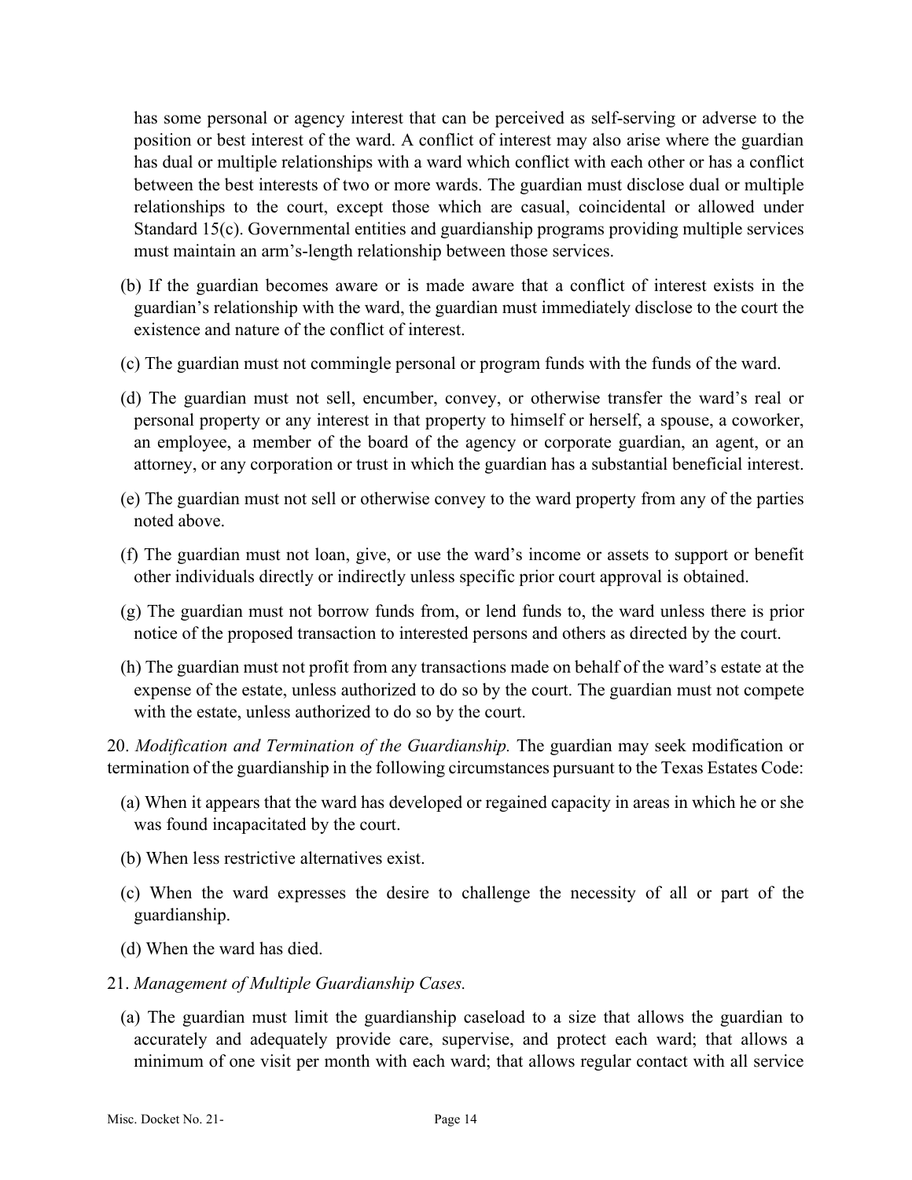has some personal or agency interest that can be perceived as self-serving or adverse to the position or best interest of the ward. A conflict of interest may also arise where the guardian has dual or multiple relationships with a ward which conflict with each other or has a conflict between the best interests of two or more wards. The guardian must disclose dual or multiple relationships to the court, except those which are casual, coincidental or allowed under Standard 15(c). Governmental entities and guardianship programs providing multiple services must maintain an arm's-length relationship between those services.

(b) If the guardian becomes aware or is made aware that a conflict of interest exists in the guardian's relationship with the ward, the guardian must immediately disclose to the court the existence and nature of the conflict of interest.

(c) The guardian must not commingle personal or program funds with the funds of the ward.

(d) The guardian must not sell, encumber, convey, or otherwise transfer the ward's real or personal property or any interest in that property to himself or herself, a spouse, a coworker, an employee, a member of the board of the agency or corporate guardian, an agent, or an attorney, or any corporation or trust in which the guardian has a substantial beneficial interest.

(e) The guardian must not sell or otherwise convey to the ward property from any of the parties noted above.

(f) The guardian must not loan, give, or use the ward's income or assets to support or benefit other individuals directly or indirectly unless specific prior court approval is obtained.

(g) The guardian must not borrow funds from, or lend funds to, the ward unless there is prior notice of the proposed transaction to interested persons and others as directed by the court.

(h) The guardian must not profit from any transactions made on behalf of the ward's estate at the expense of the estate, unless authorized to do so by the court. The guardian must not compete with the estate, unless authorized to do so by the court.

20. *Modification and Termination of the Guardianship.* The guardian may seek modification or termination of the guardianship in the following circumstances pursuant to the Texas Estates Code:

(a) When it appears that the ward has developed or regained capacity in areas in which he or she was found incapacitated by the court.

(b) When less restrictive alternatives exist.

(c) When the ward expresses the desire to challenge the necessity of all or part of the guardianship.

(d) When the ward has died.

21. *Management of Multiple Guardianship Cases.*

(a) The guardian must limit the guardianship caseload to a size that allows the guardian to accurately and adequately provide care, supervise, and protect each ward; that allows a minimum of one visit per month with each ward; that allows regular contact with all service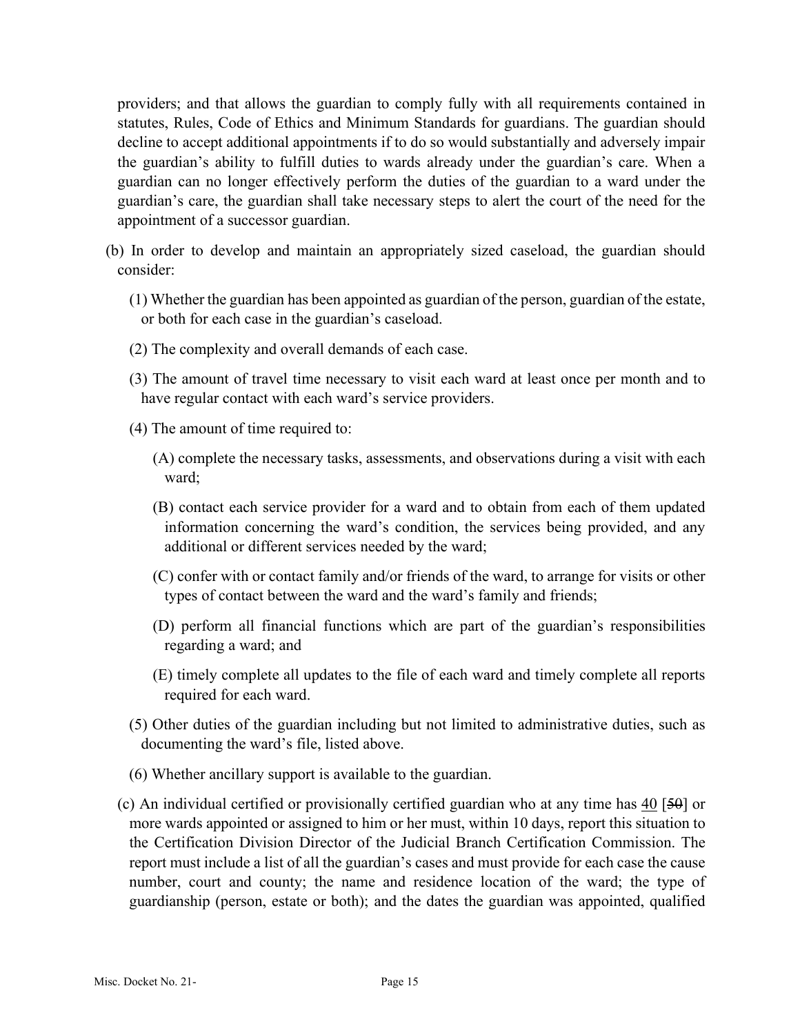providers; and that allows the guardian to comply fully with all requirements contained in statutes, Rules, Code of Ethics and Minimum Standards for guardians. The guardian should decline to accept additional appointments if to do so would substantially and adversely impair the guardian's ability to fulfill duties to wards already under the guardian's care. When a guardian can no longer effectively perform the duties of the guardian to a ward under the guardian's care, the guardian shall take necessary steps to alert the court of the need for the appointment of a successor guardian.

(b) In order to develop and maintain an appropriately sized caseload, the guardian should consider:

(1) Whether the guardian has been appointed as guardian of the person, guardian of the estate, or both for each case in the guardian's caseload.

(2) The complexity and overall demands of each case.

(3) The amount of travel time necessary to visit each ward at least once per month and to have regular contact with each ward's service providers.

(4) The amount of time required to:

(A) complete the necessary tasks, assessments, and observations during a visit with each ward;

(B) contact each service provider for a ward and to obtain from each of them updated information concerning the ward's condition, the services being provided, and any additional or different services needed by the ward;

(C) confer with or contact family and/or friends of the ward, to arrange for visits or other types of contact between the ward and the ward's family and friends;

(D) perform all financial functions which are part of the guardian's responsibilities regarding a ward; and

(E) timely complete all updates to the file of each ward and timely complete all reports required for each ward.

(5) Other duties of the guardian including but not limited to administrative duties, such as documenting the ward's file, listed above.

(6) Whether ancillary support is available to the guardian.

(c) An individual certified or provisionally certified guardian who at any time has <u>40</u> [~~50~~] or more wards appointed or assigned to him or her must, within 10 days, report this situation to the Certification Division Director of the Judicial Branch Certification Commission. The report must include a list of all the guardian's cases and must provide for each case the cause number, court and county; the name and residence location of the ward; the type of guardianship (person, estate or both); and the dates the guardian was appointed, qualified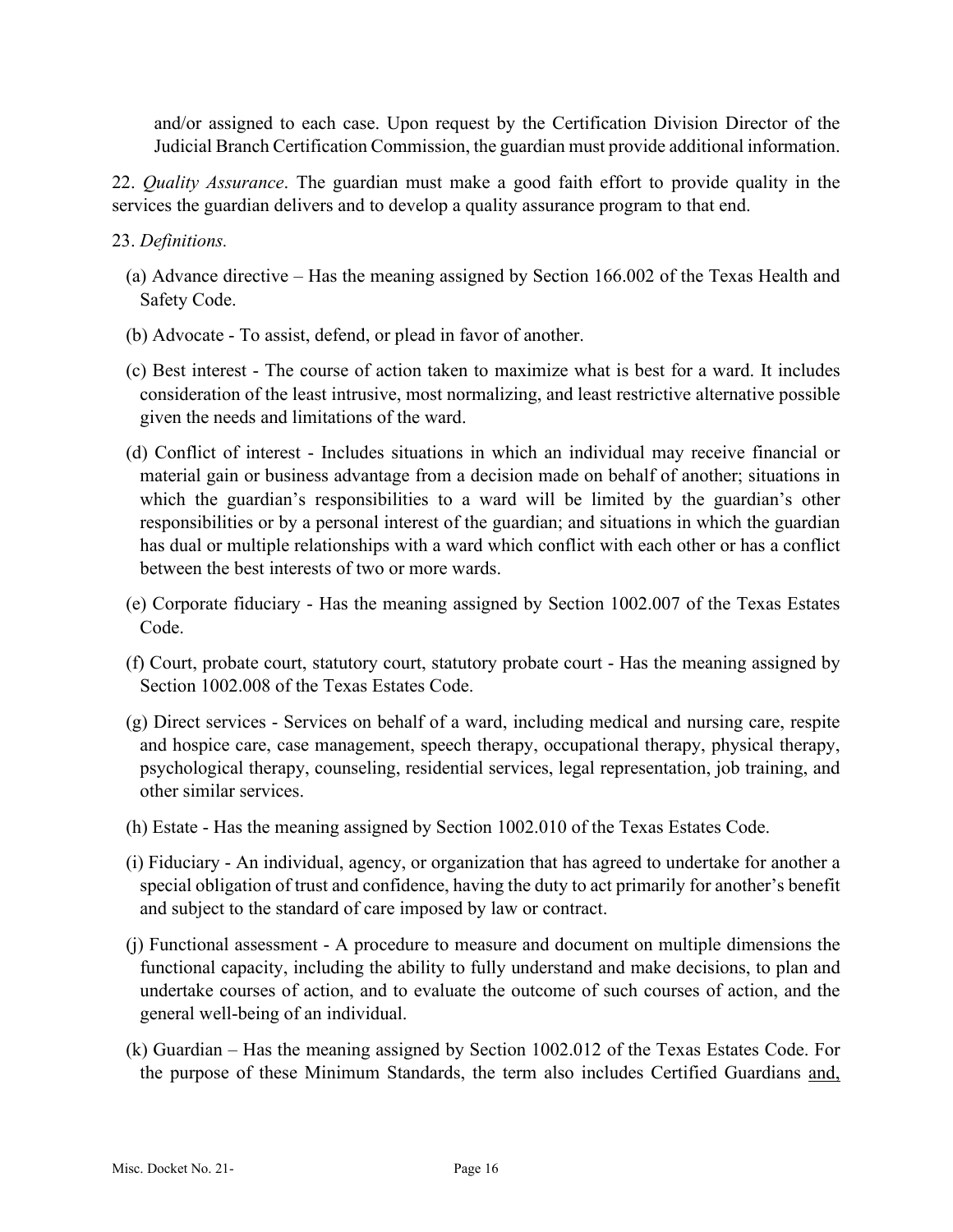and/or assigned to each case. Upon request by the Certification Division Director of the Judicial Branch Certification Commission, the guardian must provide additional information.

22. *Quality Assurance*. The guardian must make a good faith effort to provide quality in the services the guardian delivers and to develop a quality assurance program to that end.

23. *Definitions.*

(a) Advance directive – Has the meaning assigned by Section 166.002 of the Texas Health and Safety Code.

(b) Advocate - To assist, defend, or plead in favor of another.

(c) Best interest - The course of action taken to maximize what is best for a ward. It includes consideration of the least intrusive, most normalizing, and least restrictive alternative possible given the needs and limitations of the ward.

(d) Conflict of interest - Includes situations in which an individual may receive financial or material gain or business advantage from a decision made on behalf of another; situations in which the guardian's responsibilities to a ward will be limited by the guardian's other responsibilities or by a personal interest of the guardian; and situations in which the guardian has dual or multiple relationships with a ward which conflict with each other or has a conflict between the best interests of two or more wards.

(e) Corporate fiduciary - Has the meaning assigned by Section 1002.007 of the Texas Estates Code.

(f) Court, probate court, statutory court, statutory probate court - Has the meaning assigned by Section 1002.008 of the Texas Estates Code.

(g) Direct services - Services on behalf of a ward, including medical and nursing care, respite and hospice care, case management, speech therapy, occupational therapy, physical therapy, psychological therapy, counseling, residential services, legal representation, job training, and other similar services.

(h) Estate - Has the meaning assigned by Section 1002.010 of the Texas Estates Code.

(i) Fiduciary - An individual, agency, or organization that has agreed to undertake for another a special obligation of trust and confidence, having the duty to act primarily for another's benefit and subject to the standard of care imposed by law or contract.

(j) Functional assessment - A procedure to measure and document on multiple dimensions the functional capacity, including the ability to fully understand and make decisions, to plan and undertake courses of action, and to evaluate the outcome of such courses of action, and the general well-being of an individual.

(k) Guardian – Has the meaning assigned by Section 1002.012 of the Texas Estates Code. For the purpose of these Minimum Standards, the term also includes Certified Guardians and,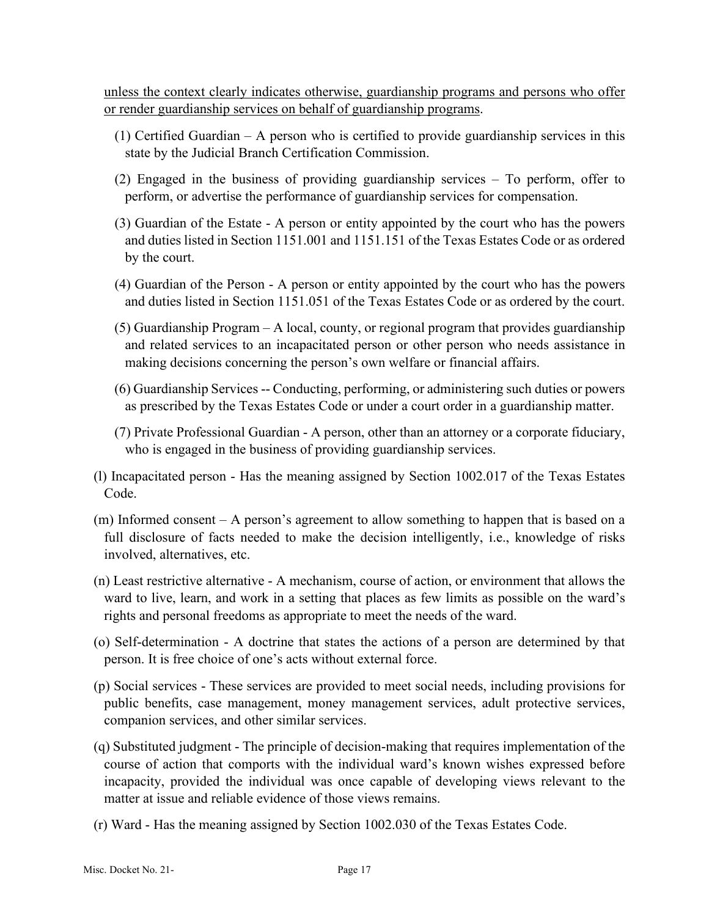unless the context clearly indicates otherwise, guardianship programs and persons who offer or render guardianship services on behalf of guardianship programs.

(1) Certified Guardian – A person who is certified to provide guardianship services in this state by the Judicial Branch Certification Commission.

(2) Engaged in the business of providing guardianship services – To perform, offer to perform, or advertise the performance of guardianship services for compensation.

(3) Guardian of the Estate - A person or entity appointed by the court who has the powers and duties listed in Section 1151.001 and 1151.151 of the Texas Estates Code or as ordered by the court.

(4) Guardian of the Person - A person or entity appointed by the court who has the powers and duties listed in Section 1151.051 of the Texas Estates Code or as ordered by the court.

(5) Guardianship Program – A local, county, or regional program that provides guardianship and related services to an incapacitated person or other person who needs assistance in making decisions concerning the person's own welfare or financial affairs.

(6) Guardianship Services -- Conducting, performing, or administering such duties or powers as prescribed by the Texas Estates Code or under a court order in a guardianship matter.

(7) Private Professional Guardian - A person, other than an attorney or a corporate fiduciary, who is engaged in the business of providing guardianship services.

(l) Incapacitated person - Has the meaning assigned by Section 1002.017 of the Texas Estates Code.

(m) Informed consent – A person's agreement to allow something to happen that is based on a full disclosure of facts needed to make the decision intelligently, i.e., knowledge of risks involved, alternatives, etc.

(n) Least restrictive alternative - A mechanism, course of action, or environment that allows the ward to live, learn, and work in a setting that places as few limits as possible on the ward's rights and personal freedoms as appropriate to meet the needs of the ward.

(o) Self-determination - A doctrine that states the actions of a person are determined by that person. It is free choice of one's acts without external force.

(p) Social services - These services are provided to meet social needs, including provisions for public benefits, case management, money management services, adult protective services, companion services, and other similar services.

(q) Substituted judgment - The principle of decision-making that requires implementation of the course of action that comports with the individual ward's known wishes expressed before incapacity, provided the individual was once capable of developing views relevant to the matter at issue and reliable evidence of those views remains.

(r) Ward - Has the meaning assigned by Section 1002.030 of the Texas Estates Code.

Misc. Docket No. 21-